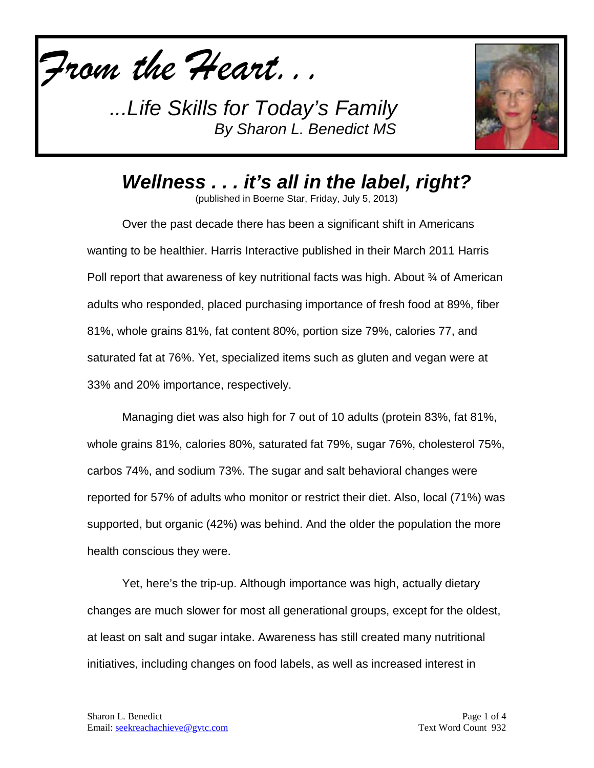*From the Heart. . .*

*...Life Skills for Today's Family*
*By Sharon L. Benedict MS*

# *Wellness . . . it's all in the label, right?*

(published in Boerne Star, Friday, July 5, 2013)

Over the past decade there has been a significant shift in Americans wanting to be healthier. Harris Interactive published in their March 2011 Harris Poll report that awareness of key nutritional facts was high. About ¾ of American adults who responded, placed purchasing importance of fresh food at 89%, fiber 81%, whole grains 81%, fat content 80%, portion size 79%, calories 77, and saturated fat at 76%. Yet, specialized items such as gluten and vegan were at 33% and 20% importance, respectively.

Managing diet was also high for 7 out of 10 adults (protein 83%, fat 81%, whole grains 81%, calories 80%, saturated fat 79%, sugar 76%, cholesterol 75%, carbos 74%, and sodium 73%. The sugar and salt behavioral changes were reported for 57% of adults who monitor or restrict their diet. Also, local (71%) was supported, but organic (42%) was behind. And the older the population the more health conscious they were.

Yet, here's the trip-up. Although importance was high, actually dietary changes are much slower for most all generational groups, except for the oldest, at least on salt and sugar intake. Awareness has still created many nutritional initiatives, including changes on food labels, as well as increased interest in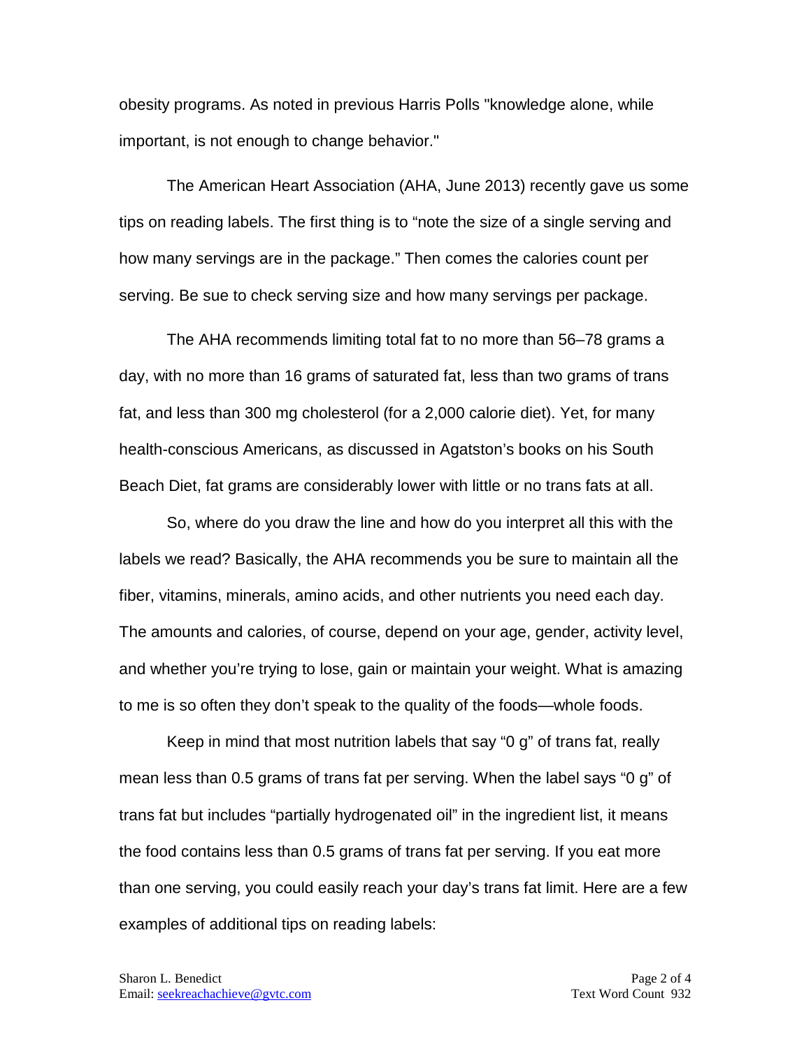obesity programs. As noted in previous Harris Polls "knowledge alone, while important, is not enough to change behavior."

The American Heart Association (AHA, June 2013) recently gave us some tips on reading labels. The first thing is to “note the size of a single serving and how many servings are in the package.” Then comes the calories count per serving. Be sue to check serving size and how many servings per package.

The AHA recommends limiting total fat to no more than 56–78 grams a day, with no more than 16 grams of saturated fat, less than two grams of trans fat, and less than 300 mg cholesterol (for a 2,000 calorie diet). Yet, for many health-conscious Americans, as discussed in Agatston’s books on his South Beach Diet, fat grams are considerably lower with little or no trans fats at all.

So, where do you draw the line and how do you interpret all this with the labels we read? Basically, the AHA recommends you be sure to maintain all the fiber, vitamins, minerals, amino acids, and other nutrients you need each day. The amounts and calories, of course, depend on your age, gender, activity level, and whether you’re trying to lose, gain or maintain your weight. What is amazing to me is so often they don’t speak to the quality of the foods—whole foods.

Keep in mind that most nutrition labels that say “0 g” of trans fat, really mean less than 0.5 grams of trans fat per serving. When the label says “0 g” of trans fat but includes “partially hydrogenated oil” in the ingredient list, it means the food contains less than 0.5 grams of trans fat per serving. If you eat more than one serving, you could easily reach your day’s trans fat limit. Here are a few examples of additional tips on reading labels: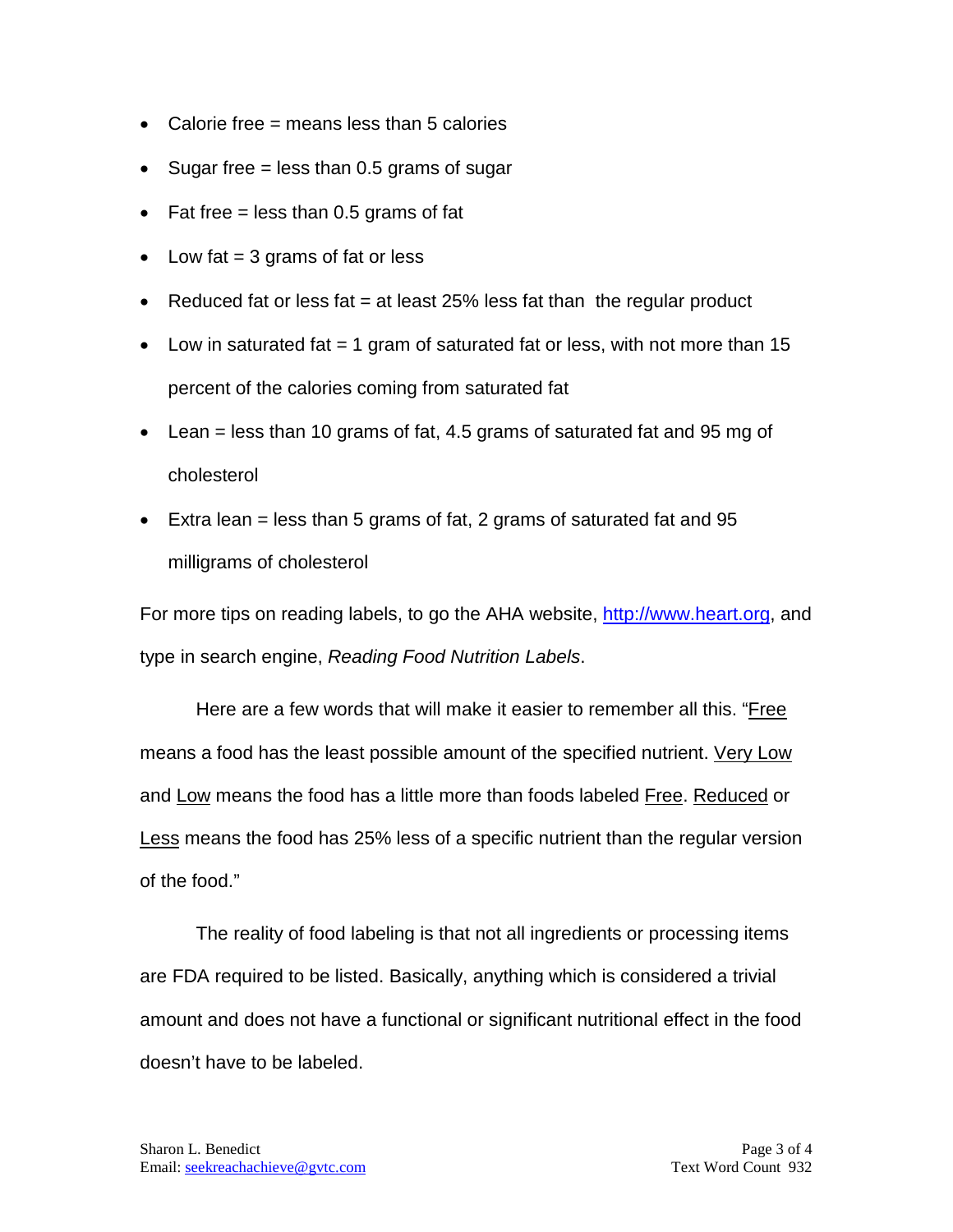- Calorie free = means less than 5 calories
- Sugar free = less than 0.5 grams of sugar
- Fat free = less than 0.5 grams of fat
- Low fat = 3 grams of fat or less
- Reduced fat or less fat = at least 25% less fat than the regular product
- Low in saturated fat = 1 gram of saturated fat or less, with not more than 15 percent of the calories coming from saturated fat
- Lean = less than 10 grams of fat, 4.5 grams of saturated fat and 95 mg of cholesterol
- Extra lean = less than 5 grams of fat, 2 grams of saturated fat and 95 milligrams of cholesterol

For more tips on reading labels, to go the AHA website, http://www.heart.org, and type in search engine, *Reading Food Nutrition Labels*.

Here are a few words that will make it easier to remember all this. "Free means a food has the least possible amount of the specified nutrient. Very Low and Low means the food has a little more than foods labeled Free. Reduced or Less means the food has 25% less of a specific nutrient than the regular version of the food."

The reality of food labeling is that not all ingredients or processing items are FDA required to be listed. Basically, anything which is considered a trivial amount and does not have a functional or significant nutritional effect in the food doesn't have to be labeled.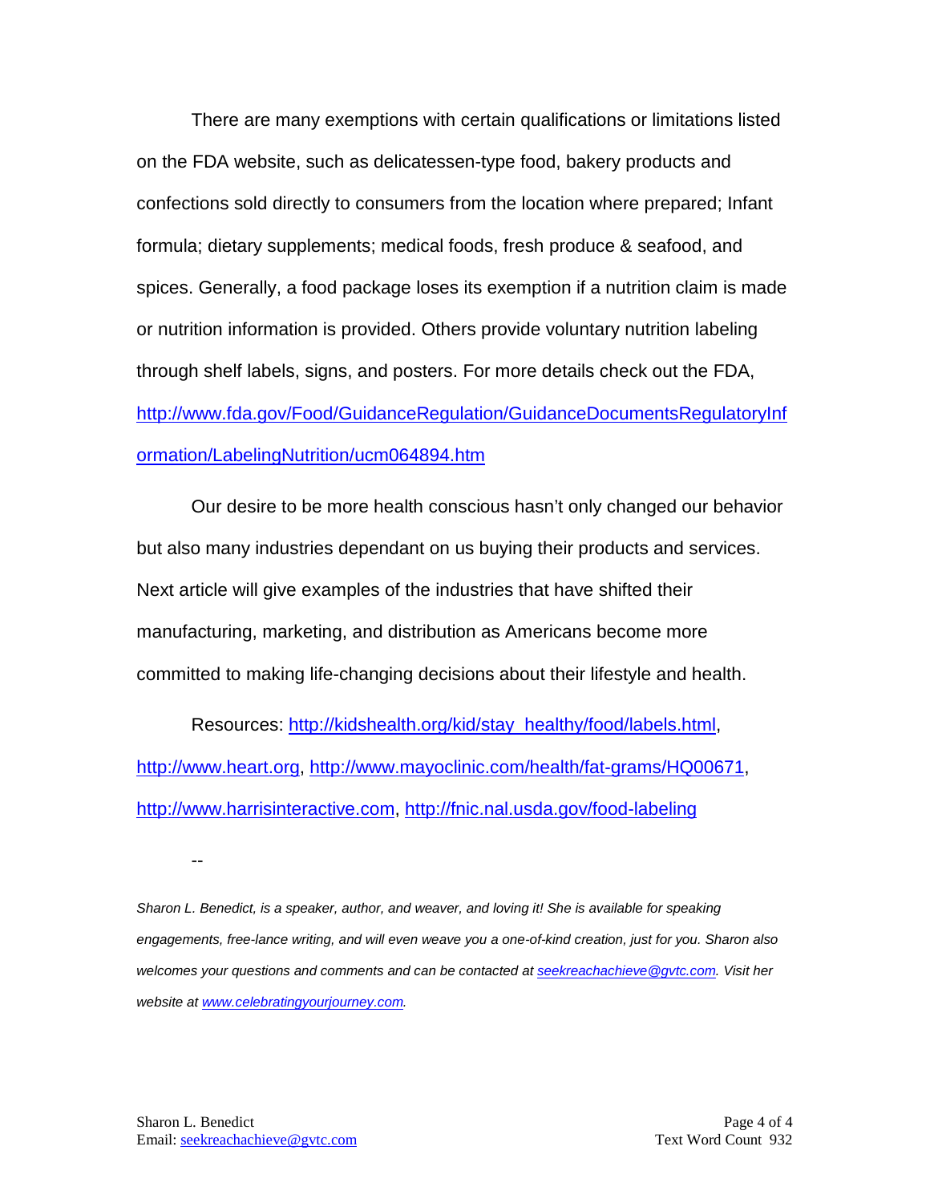There are many exemptions with certain qualifications or limitations listed on the FDA website, such as delicatessen-type food, bakery products and confections sold directly to consumers from the location where prepared; Infant formula; dietary supplements; medical foods, fresh produce & seafood, and spices. Generally, a food package loses its exemption if a nutrition claim is made or nutrition information is provided. Others provide voluntary nutrition labeling through shelf labels, signs, and posters. For more details check out the FDA, [http://www.fda.gov/Food/GuidanceRegulation/GuidanceDocumentsRegulatoryInformation/LabelingNutrition/ucm064894.htm](http://www.fda.gov/Food/GuidanceRegulation/GuidanceDocumentsRegulatoryInformation/LabelingNutrition/ucm064894.htm)

Our desire to be more health conscious hasn't only changed our behavior but also many industries dependant on us buying their products and services. Next article will give examples of the industries that have shifted their manufacturing, marketing, and distribution as Americans become more committed to making life-changing decisions about their lifestyle and health.

Resources: [http://kidshealth.org/kid/stay_healthy/food/labels.html](http://kidshealth.org/kid/stay_healthy/food/labels.html), [http://www.heart.org](http://www.heart.org), [http://www.mayoclinic.com/health/fat-grams/HQ00671](http://www.mayoclinic.com/health/fat-grams/HQ00671), [http://www.harrisinteractive.com](http://www.harrisinteractive.com), [http://fnic.nal.usda.gov/food-labeling](http://fnic.nal.usda.gov/food-labeling)

--

*Sharon L. Benedict, is a speaker, author, and weaver, and loving it! She is available for speaking engagements, free-lance writing, and will even weave you a one-of-kind creation, just for you. Sharon also welcomes your questions and comments and can be contacted at [seekreachachieve@gvtc.com](mailto:seekreachachieve@gvtc.com). Visit her website at [www.celebratingyourjourney.com](http://www.celebratingyourjourney.com).*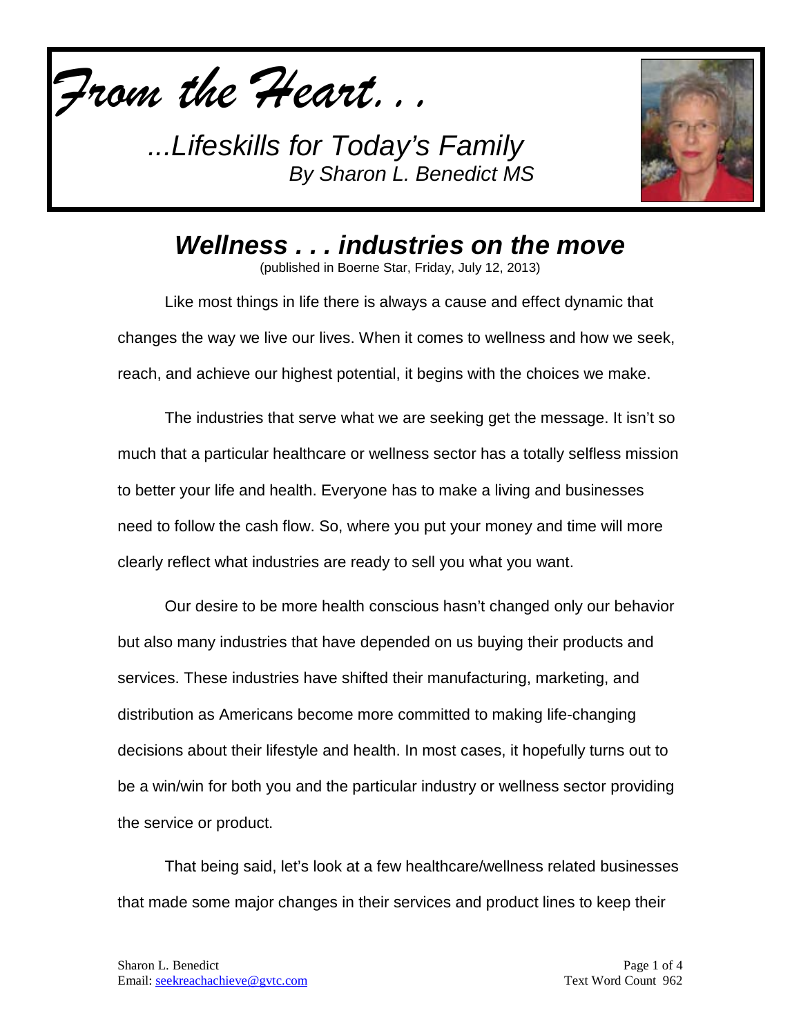*From the Heart. . .*

*...Lifeskills for Today's Family*
*By Sharon L. Benedict MS*

# *Wellness . . . industries on the move*

(published in Boerne Star, Friday, July 12, 2013)

Like most things in life there is always a cause and effect dynamic that changes the way we live our lives. When it comes to wellness and how we seek, reach, and achieve our highest potential, it begins with the choices we make.

The industries that serve what we are seeking get the message. It isn't so much that a particular healthcare or wellness sector has a totally selfless mission to better your life and health. Everyone has to make a living and businesses need to follow the cash flow. So, where you put your money and time will more clearly reflect what industries are ready to sell you what you want.

Our desire to be more health conscious hasn't changed only our behavior but also many industries that have depended on us buying their products and services. These industries have shifted their manufacturing, marketing, and distribution as Americans become more committed to making life-changing decisions about their lifestyle and health. In most cases, it hopefully turns out to be a win/win for both you and the particular industry or wellness sector providing the service or product.

That being said, let's look at a few healthcare/wellness related businesses that made some major changes in their services and product lines to keep their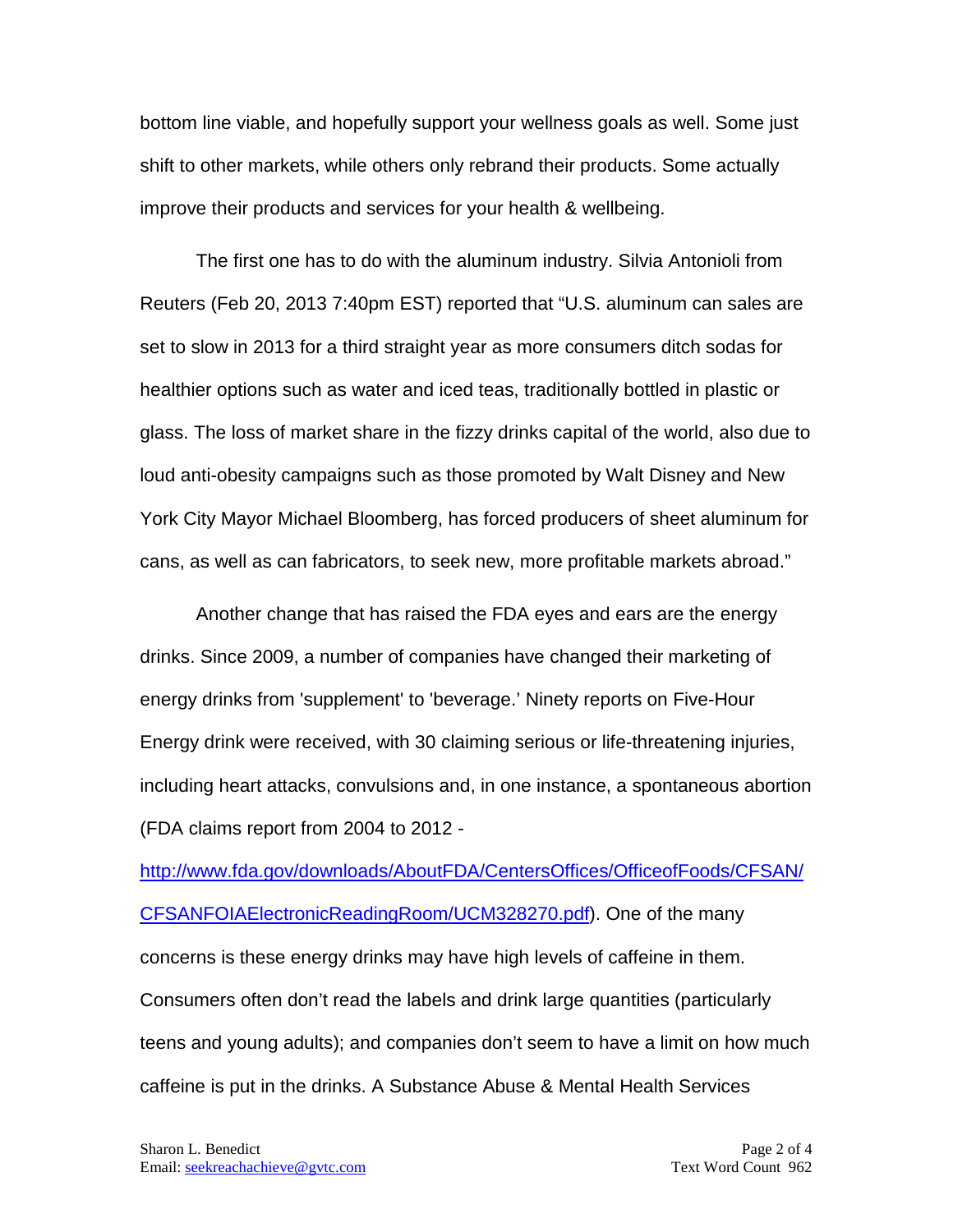bottom line viable, and hopefully support your wellness goals as well. Some just shift to other markets, while others only rebrand their products. Some actually improve their products and services for your health & wellbeing.

The first one has to do with the aluminum industry. Silvia Antonioli from Reuters (Feb 20, 2013 7:40pm EST) reported that "U.S. aluminum can sales are set to slow in 2013 for a third straight year as more consumers ditch sodas for healthier options such as water and iced teas, traditionally bottled in plastic or glass. The loss of market share in the fizzy drinks capital of the world, also due to loud anti-obesity campaigns such as those promoted by Walt Disney and New York City Mayor Michael Bloomberg, has forced producers of sheet aluminum for cans, as well as can fabricators, to seek new, more profitable markets abroad."

Another change that has raised the FDA eyes and ears are the energy drinks. Since 2009, a number of companies have changed their marketing of energy drinks from 'supplement' to 'beverage.' Ninety reports on Five-Hour Energy drink were received, with 30 claiming serious or life-threatening injuries, including heart attacks, convulsions and, in one instance, a spontaneous abortion (FDA claims report from 2004 to 2012 - [http://www.fda.gov/downloads/AboutFDA/CentersOffices/OfficeofFoods/CFSAN/CFSANFOIAElectronicReadingRoom/UCM328270.pdf](http://www.fda.gov/downloads/AboutFDA/CentersOffices/OfficeofFoods/CFSAN/CFSANFOIAElectronicReadingRoom/UCM328270.pdf)). One of the many concerns is these energy drinks may have high levels of caffeine in them. Consumers often don't read the labels and drink large quantities (particularly teens and young adults); and companies don't seem to have a limit on how much caffeine is put in the drinks. A Substance Abuse & Mental Health Services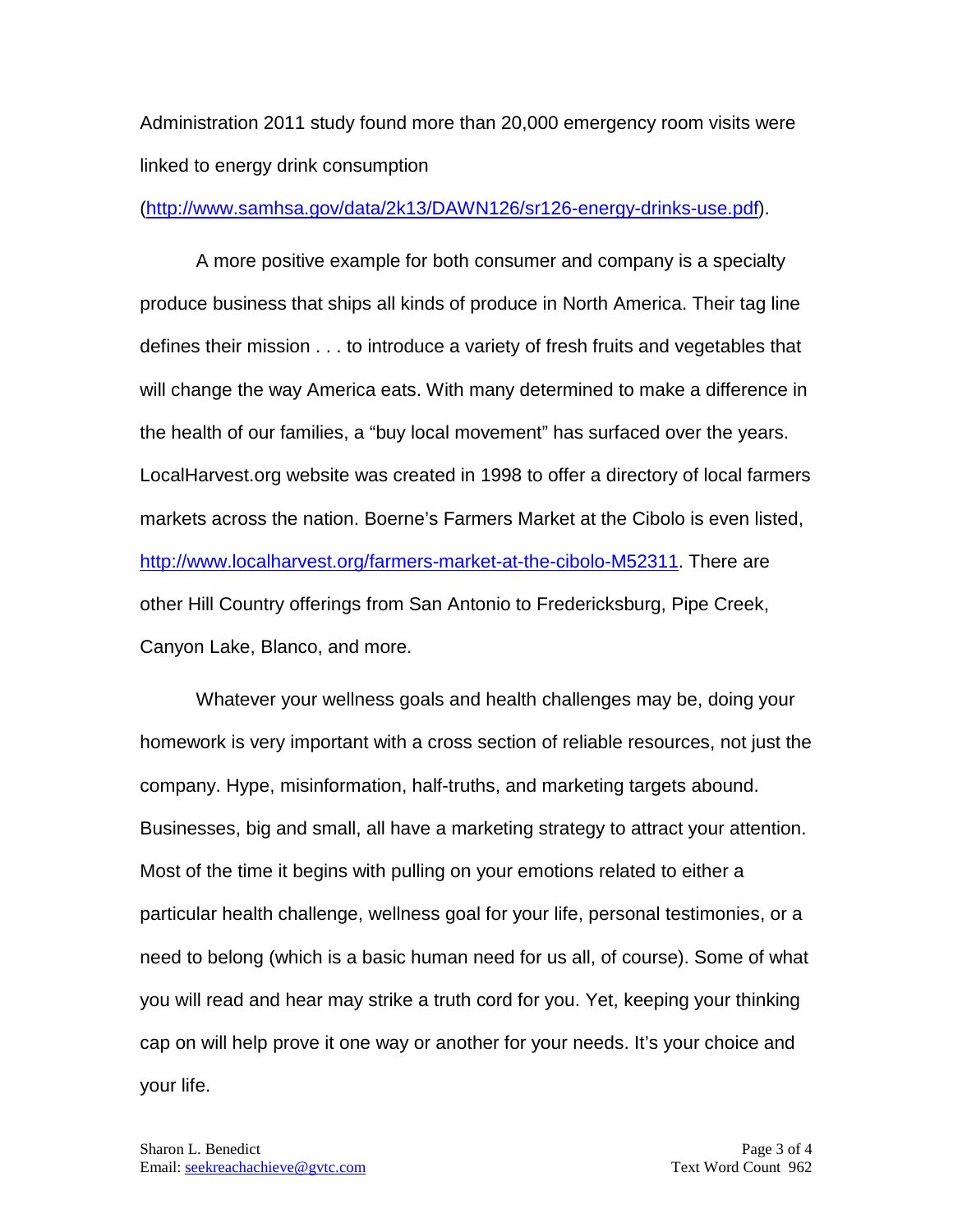Administration 2011 study found more than 20,000 emergency room visits were linked to energy drink consumption (http://www.samhsa.gov/data/2k13/DAWN126/sr126-energy-drinks-use.pdf).

A more positive example for both consumer and company is a specialty produce business that ships all kinds of produce in North America. Their tag line defines their mission . . . to introduce a variety of fresh fruits and vegetables that will change the way America eats. With many determined to make a difference in the health of our families, a "buy local movement" has surfaced over the years. LocalHarvest.org website was created in 1998 to offer a directory of local farmers markets across the nation. Boerne's Farmers Market at the Cibolo is even listed, http://www.localharvest.org/farmers-market-at-the-cibolo-M52311. There are other Hill Country offerings from San Antonio to Fredericksburg, Pipe Creek, Canyon Lake, Blanco, and more.

Whatever your wellness goals and health challenges may be, doing your homework is very important with a cross section of reliable resources, not just the company. Hype, misinformation, half-truths, and marketing targets abound. Businesses, big and small, all have a marketing strategy to attract your attention. Most of the time it begins with pulling on your emotions related to either a particular health challenge, wellness goal for your life, personal testimonies, or a need to belong (which is a basic human need for us all, of course). Some of what you will read and hear may strike a truth cord for you. Yet, keeping your thinking cap on will help prove it one way or another for your needs. It's your choice and your life.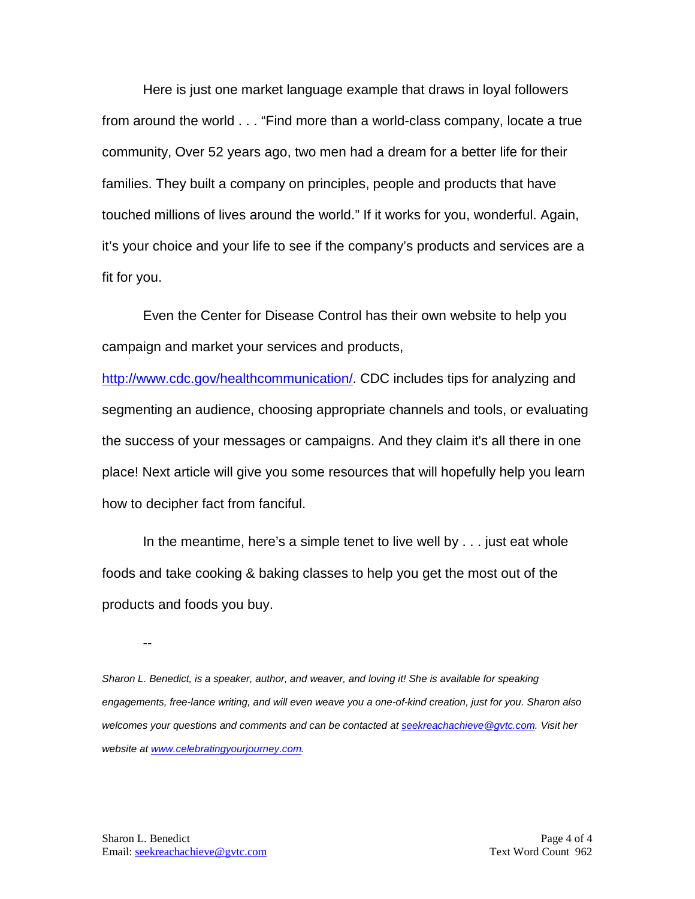Here is just one market language example that draws in loyal followers from around the world . . . "Find more than a world-class company, locate a true community, Over 52 years ago, two men had a dream for a better life for their families. They built a company on principles, people and products that have touched millions of lives around the world." If it works for you, wonderful. Again, it's your choice and your life to see if the company's products and services are a fit for you.

Even the Center for Disease Control has their own website to help you campaign and market your services and products, [http://www.cdc.gov/healthcommunication/](http://www.cdc.gov/healthcommunication/). CDC includes tips for analyzing and segmenting an audience, choosing appropriate channels and tools, or evaluating the success of your messages or campaigns. And they claim it's all there in one place! Next article will give you some resources that will hopefully help you learn how to decipher fact from fanciful.

In the meantime, here's a simple tenet to live well by . . . just eat whole foods and take cooking & baking classes to help you get the most out of the products and foods you buy.

--

*Sharon L. Benedict, is a speaker, author, and weaver, and loving it! She is available for speaking engagements, free-lance writing, and will even weave you a one-of-kind creation, just for you. Sharon also welcomes your questions and comments and can be contacted at [seekreachachieve@gvtc.com](mailto:seekreachachieve@gvtc.com). Visit her website at [www.celebratingyourjourney.com](http://www.celebratingyourjourney.com).*

Text Word Count 962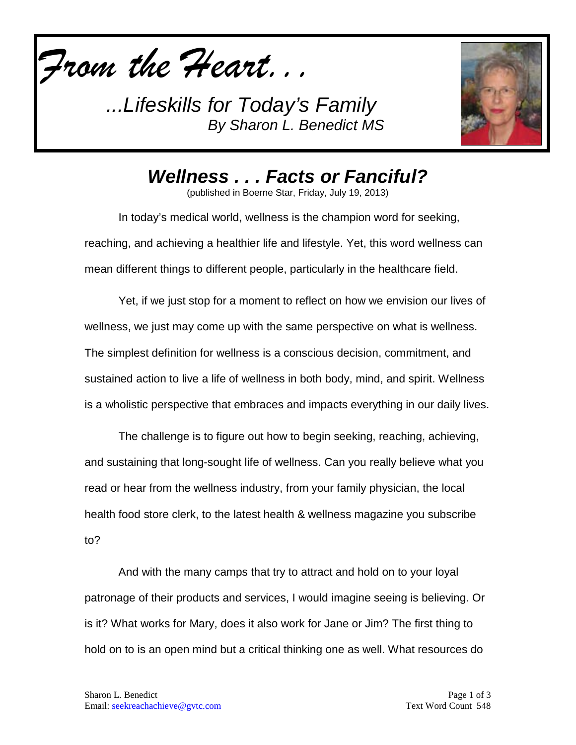*From the Heart. . .*

*...Lifeskills for Today's Family*
*By Sharon L. Benedict MS*

## *Wellness . . . Facts or Fanciful?*

(published in Boerne Star, Friday, July 19, 2013)

In today's medical world, wellness is the champion word for seeking, reaching, and achieving a healthier life and lifestyle. Yet, this word wellness can mean different things to different people, particularly in the healthcare field.

Yet, if we just stop for a moment to reflect on how we envision our lives of wellness, we just may come up with the same perspective on what is wellness. The simplest definition for wellness is a conscious decision, commitment, and sustained action to live a life of wellness in both body, mind, and spirit. Wellness is a wholistic perspective that embraces and impacts everything in our daily lives.

The challenge is to figure out how to begin seeking, reaching, achieving, and sustaining that long-sought life of wellness. Can you really believe what you read or hear from the wellness industry, from your family physician, the local health food store clerk, to the latest health & wellness magazine you subscribe to?

And with the many camps that try to attract and hold on to your loyal patronage of their products and services, I would imagine seeing is believing. Or is it? What works for Mary, does it also work for Jane or Jim? The first thing to hold on to is an open mind but a critical thinking one as well. What resources do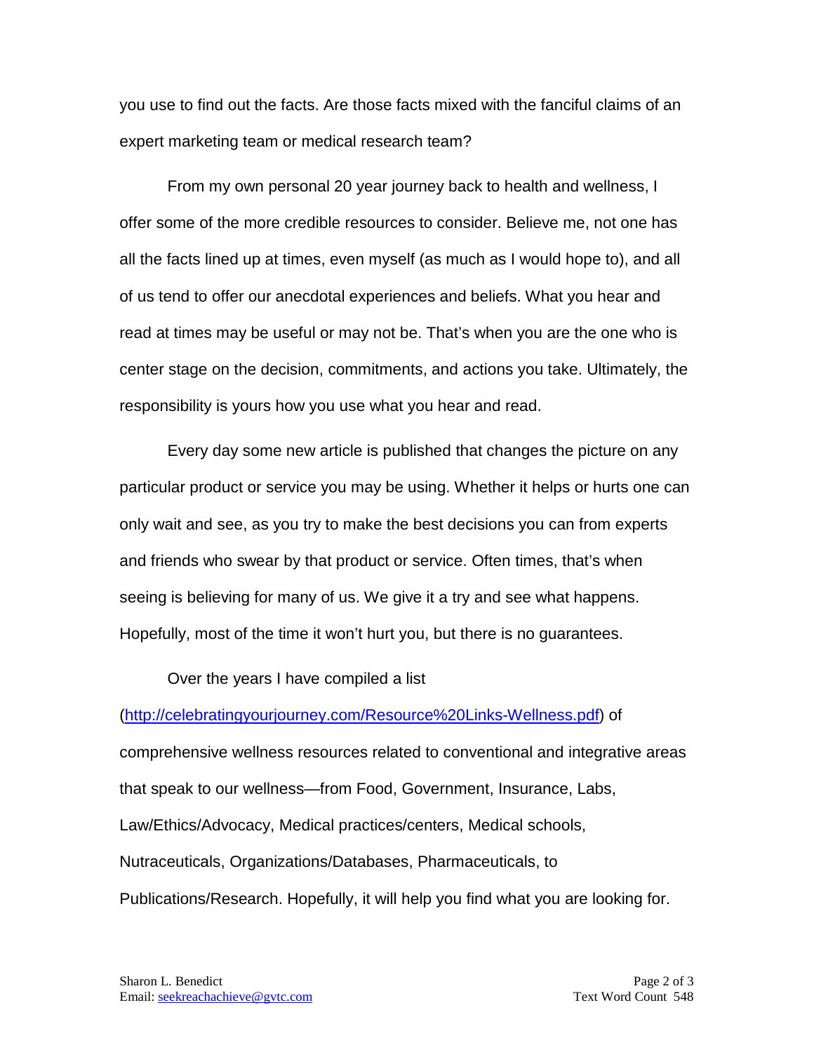you use to find out the facts. Are those facts mixed with the fanciful claims of an expert marketing team or medical research team?

From my own personal 20 year journey back to health and wellness, I offer some of the more credible resources to consider. Believe me, not one has all the facts lined up at times, even myself (as much as I would hope to), and all of us tend to offer our anecdotal experiences and beliefs. What you hear and read at times may be useful or may not be. That's when you are the one who is center stage on the decision, commitments, and actions you take. Ultimately, the responsibility is yours how you use what you hear and read.

Every day some new article is published that changes the picture on any particular product or service you may be using. Whether it helps or hurts one can only wait and see, as you try to make the best decisions you can from experts and friends who swear by that product or service. Often times, that's when seeing is believing for many of us. We give it a try and see what happens. Hopefully, most of the time it won't hurt you, but there is no guarantees.

Over the years I have compiled a list (http://celebratingyourjourney.com/Resource%20Links-Wellness.pdf) of comprehensive wellness resources related to conventional and integrative areas that speak to our wellness—from Food, Government, Insurance, Labs, Law/Ethics/Advocacy, Medical practices/centers, Medical schools, Nutraceuticals, Organizations/Databases, Pharmaceuticals, to Publications/Research. Hopefully, it will help you find what you are looking for.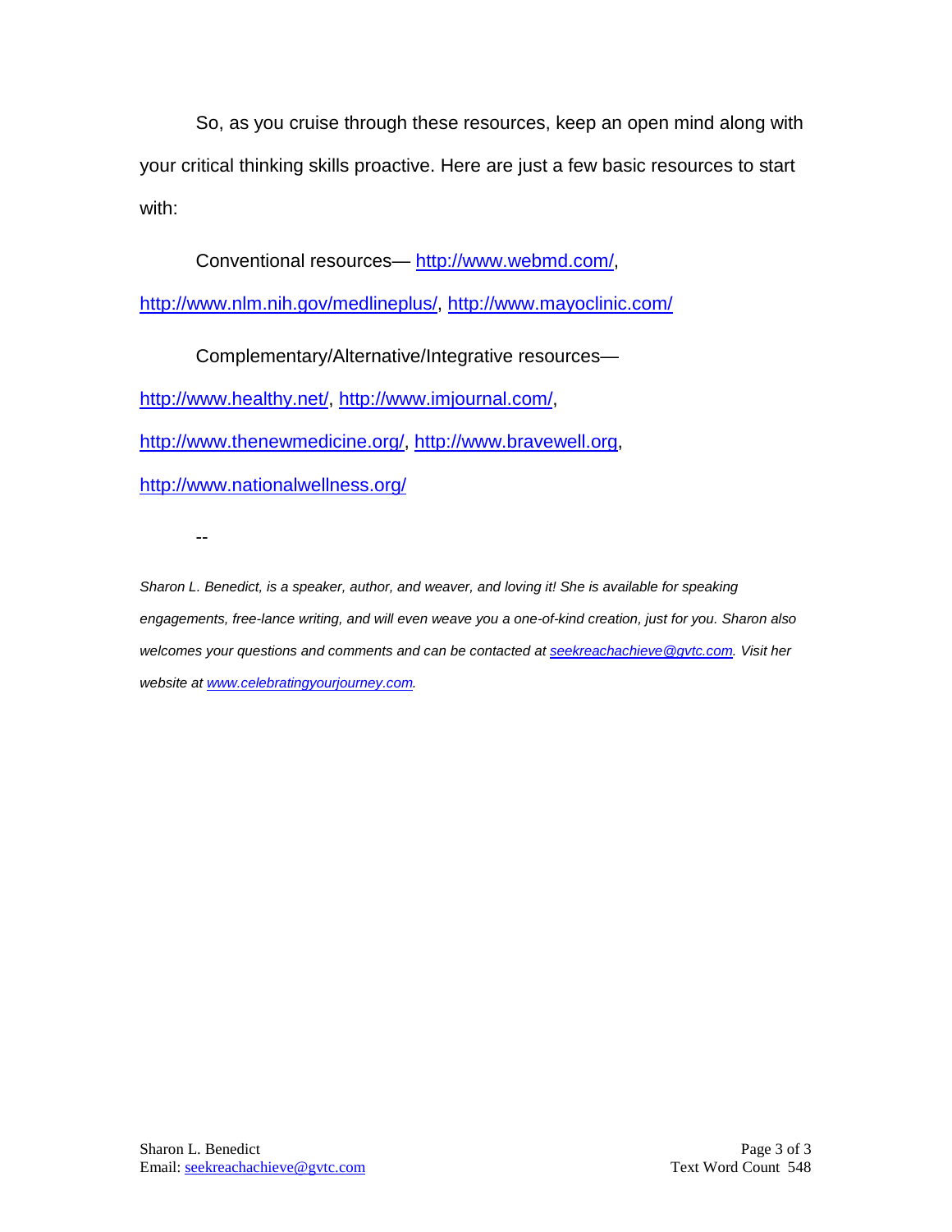So, as you cruise through these resources, keep an open mind along with your critical thinking skills proactive. Here are just a few basic resources to start with:

Conventional resources— http://www.webmd.com/, http://www.nlm.nih.gov/medlineplus/, http://www.mayoclinic.com/

Complementary/Alternative/Integrative resources— http://www.healthy.net/, http://www.imjournal.com/, http://www.thenewmedicine.org/, http://www.bravewell.org, http://www.nationalwellness.org/

--

*Sharon L. Benedict, is a speaker, author, and weaver, and loving it! She is available for speaking engagements, free-lance writing, and will even weave you a one-of-kind creation, just for you. Sharon also welcomes your questions and comments and can be contacted at seekreachachieve@gvtc.com. Visit her website at www.celebratingyourjourney.com.*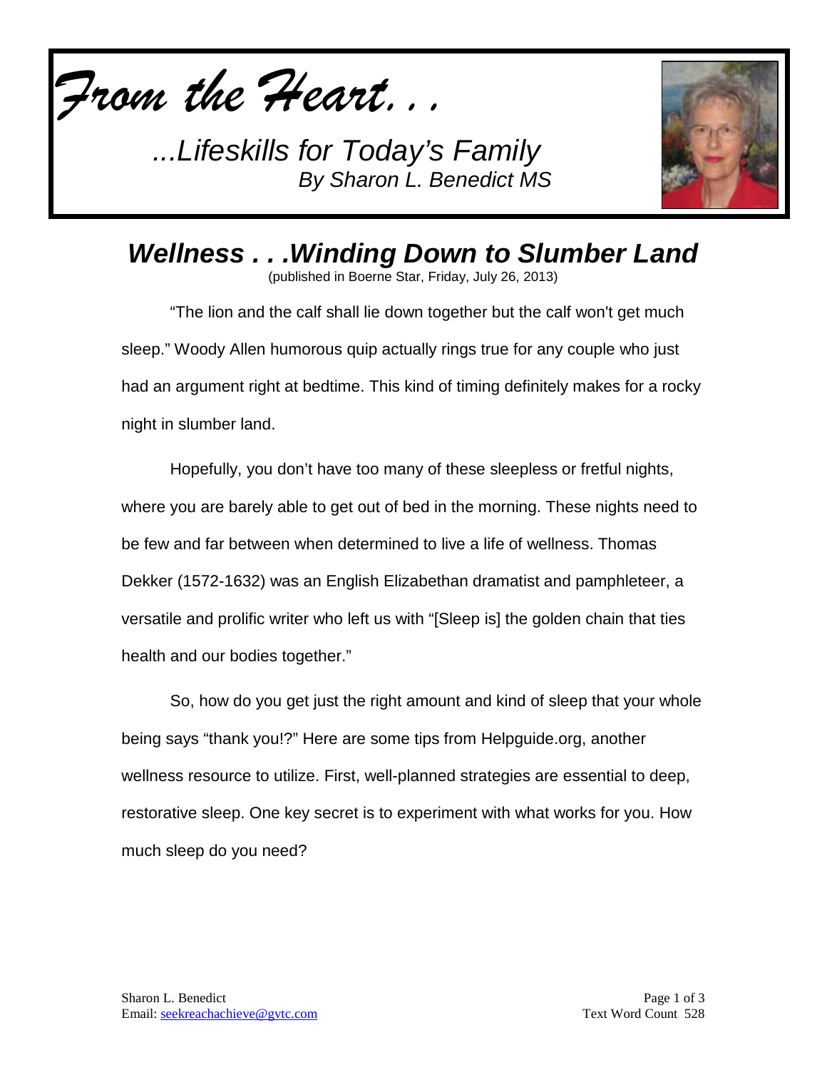*From the Heart. . .*

*...Lifeskills for Today's Family*
*By Sharon L. Benedict MS*

# *Wellness . . .Winding Down to Slumber Land*

(published in Boerne Star, Friday, July 26, 2013)

"The lion and the calf shall lie down together but the calf won't get much sleep." Woody Allen humorous quip actually rings true for any couple who just had an argument right at bedtime. This kind of timing definitely makes for a rocky night in slumber land.

Hopefully, you don't have too many of these sleepless or fretful nights, where you are barely able to get out of bed in the morning. These nights need to be few and far between when determined to live a life of wellness. Thomas Dekker (1572-1632) was an English Elizabethan dramatist and pamphleteer, a versatile and prolific writer who left us with "[Sleep is] the golden chain that ties health and our bodies together."

So, how do you get just the right amount and kind of sleep that your whole being says "thank you!?" Here are some tips from Helpguide.org, another wellness resource to utilize. First, well-planned strategies are essential to deep, restorative sleep. One key secret is to experiment with what works for you. How much sleep do you need?

Sharon L. Benedict
Email: seekreachachieve@gvtc.com

Text Word Count 528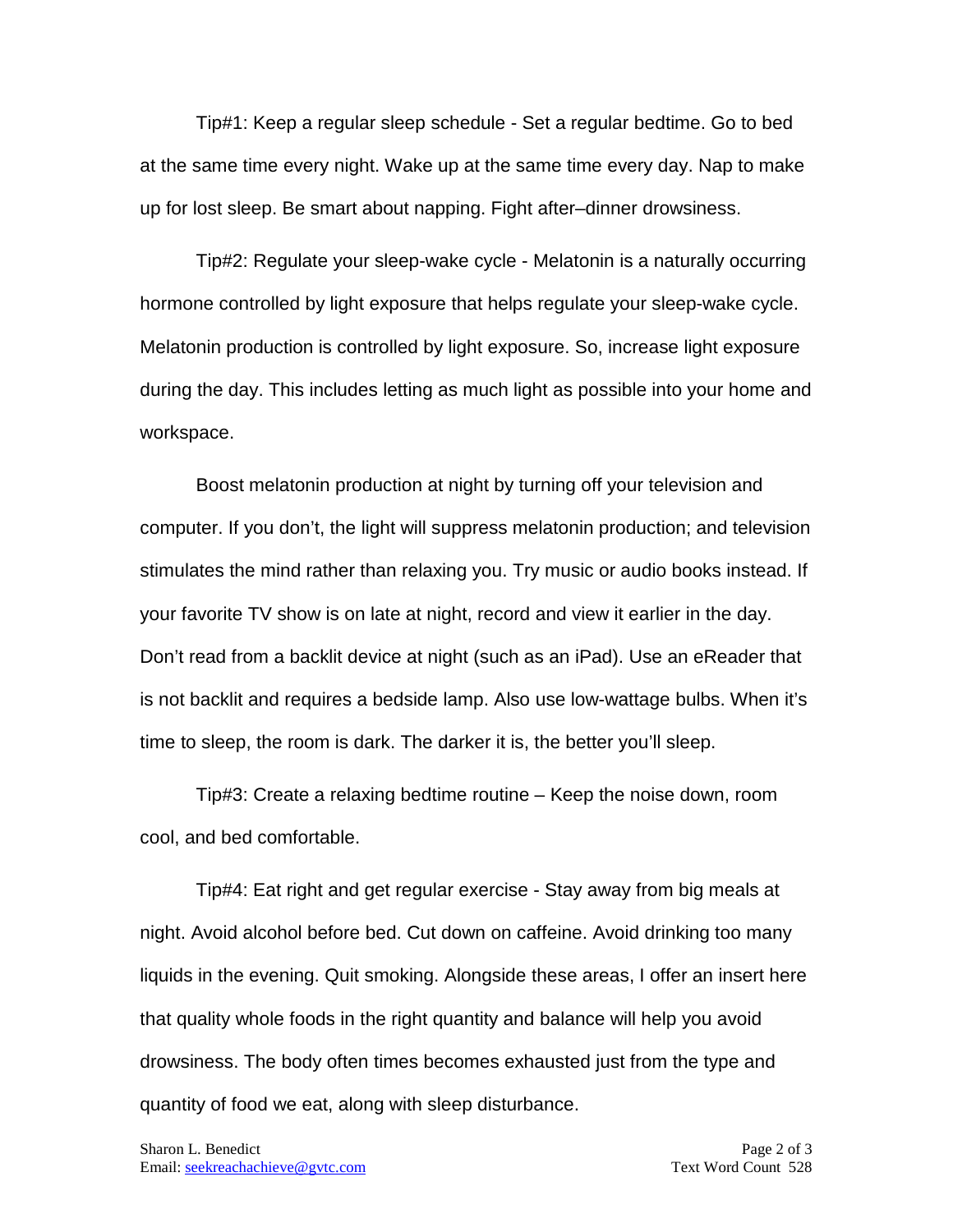Tip#1: Keep a regular sleep schedule - Set a regular bedtime. Go to bed at the same time every night. Wake up at the same time every day. Nap to make up for lost sleep. Be smart about napping. Fight after–dinner drowsiness.

Tip#2: Regulate your sleep-wake cycle - Melatonin is a naturally occurring hormone controlled by light exposure that helps regulate your sleep-wake cycle. Melatonin production is controlled by light exposure. So, increase light exposure during the day. This includes letting as much light as possible into your home and workspace.

Boost melatonin production at night by turning off your television and computer. If you don't, the light will suppress melatonin production; and television stimulates the mind rather than relaxing you. Try music or audio books instead. If your favorite TV show is on late at night, record and view it earlier in the day. Don't read from a backlit device at night (such as an iPad). Use an eReader that is not backlit and requires a bedside lamp. Also use low-wattage bulbs. When it's time to sleep, the room is dark. The darker it is, the better you'll sleep.

Tip#3: Create a relaxing bedtime routine – Keep the noise down, room cool, and bed comfortable.

Tip#4: Eat right and get regular exercise - Stay away from big meals at night. Avoid alcohol before bed. Cut down on caffeine. Avoid drinking too many liquids in the evening. Quit smoking. Alongside these areas, I offer an insert here that quality whole foods in the right quantity and balance will help you avoid drowsiness. The body often times becomes exhausted just from the type and quantity of food we eat, along with sleep disturbance.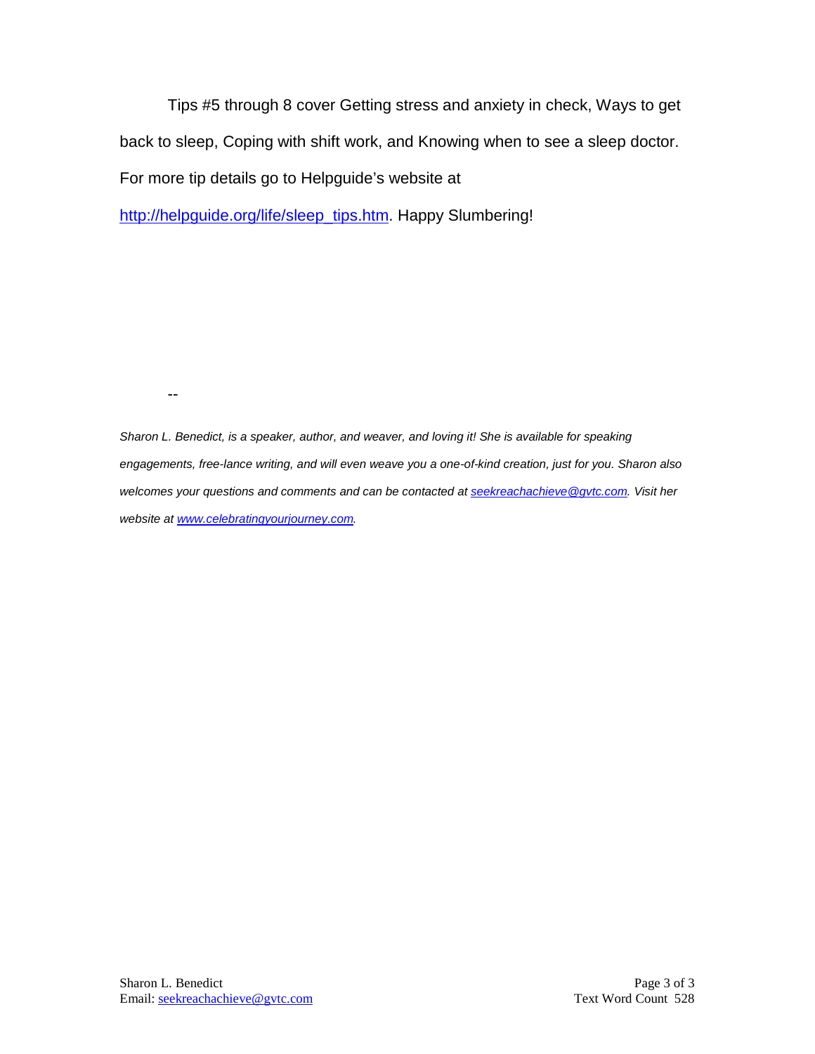Tips #5 through 8 cover Getting stress and anxiety in check, Ways to get back to sleep, Coping with shift work, and Knowing when to see a sleep doctor. For more tip details go to Helpguide's website at http://helpguide.org/life/sleep_tips.htm. Happy Slumbering!

--

*Sharon L. Benedict, is a speaker, author, and weaver, and loving it! She is available for speaking engagements, free-lance writing, and will even weave you a one-of-kind creation, just for you. Sharon also welcomes your questions and comments and can be contacted at seekreachachieve@gvtc.com. Visit her website at www.celebratingyourjourney.com.*